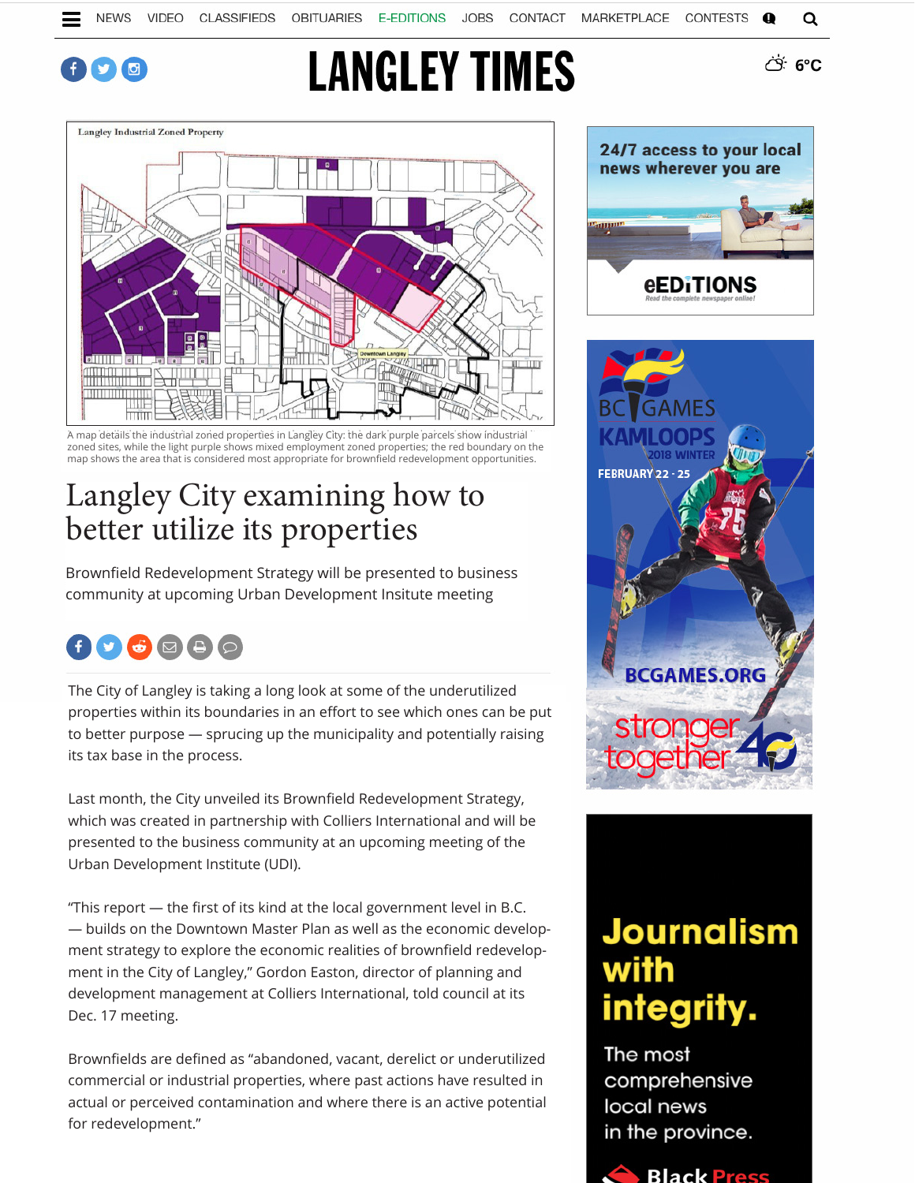# Langley City examining how to better utilize its properties

Brownfield Redevelopment Strategy will be presented to business community at upcoming Urban Development Insitute meeting

A map details the industrial zoned properties in Langley City: the dark purple parcels show industrial zoned sites, while the light purple shows mixed employment zoned properties; the red boundary on the map shows the area that is considered most appropriate for brownfield redevelopment opportunities.

The City of Langley is taking a long look at some of the underutilized properties within its boundaries in an effort to see which ones can be put to better purpose — sprucing up the municipality and potentially raising its tax base in the process.

Last month, the City unveiled its Brownfield Redevelopment Strategy, which was created in partnership with Colliers International and will be presented to the business community at an upcoming meeting of the Urban Development Institute (UDI).

"This report — the first of its kind at the local government level in B.C. — builds on the Downtown Master Plan as well as the economic development strategy to explore the economic realities of brownfield redevelopment in the City of Langley," Gordon Easton, director of planning and development management at Colliers International, told council at its Dec. 17 meeting.

Brownfields are defined as "abandoned, vacant, derelict or underutilized commercial or industrial properties, where past actions have resulted in actual or perceived contamination and where there is an active potential for redevelopment."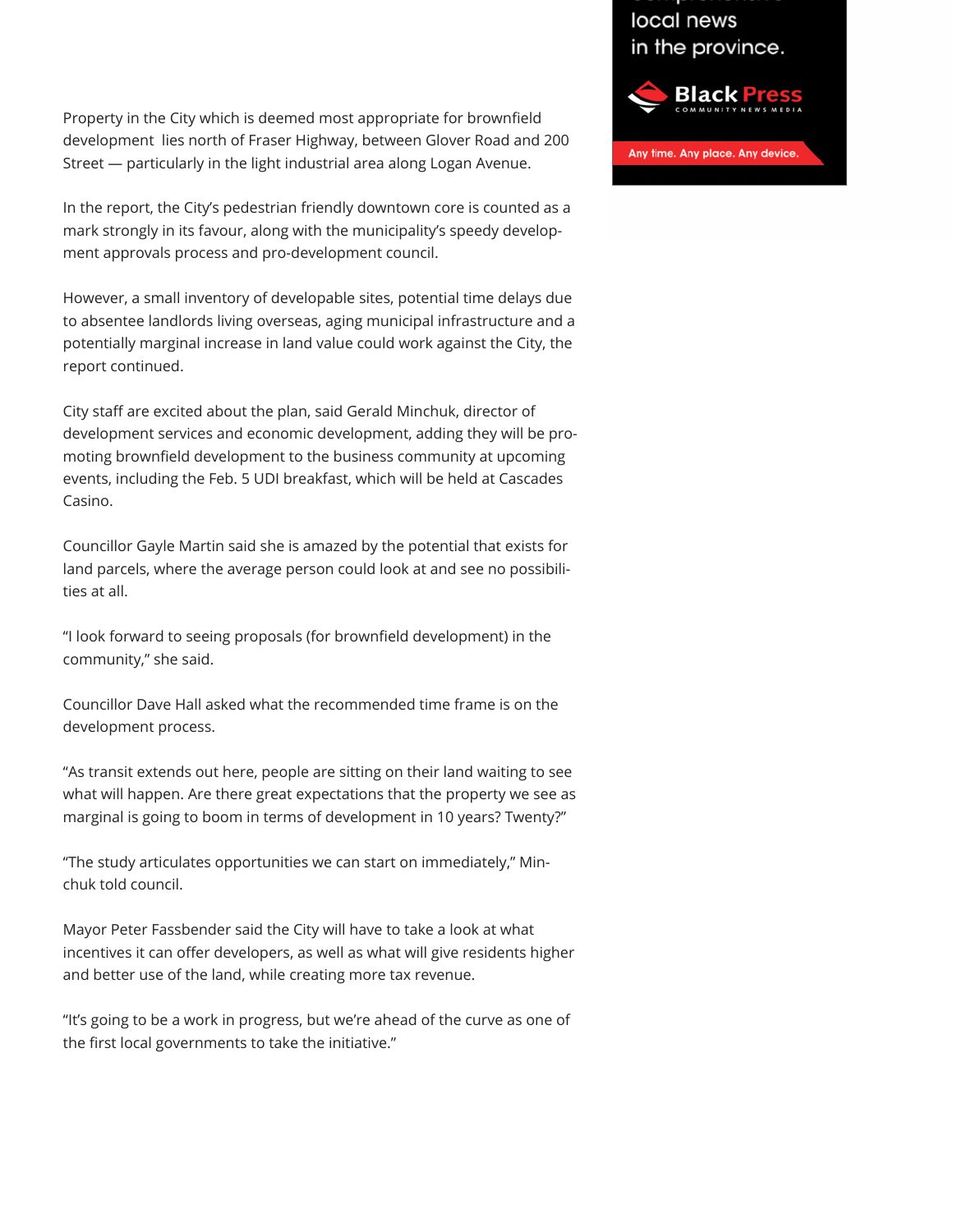Property in the City which is deemed most appropriate for brownfield development lies north of Fraser Highway, between Glover Road and 200 Street — particularly in the light industrial area along Logan Avenue.

In the report, the City's pedestrian friendly downtown core is counted as a mark strongly in its favour, along with the municipality's speedy development approvals process and pro-development council.

However, a small inventory of developable sites, potential time delays due to absentee landlords living overseas, aging municipal infrastructure and a potentially marginal increase in land value could work against the City, the report continued.

City staff are excited about the plan, said Gerald Minchuk, director of development services and economic development, adding they will be promoting brownfield development to the business community at upcoming events, including the Feb. 5 UDI breakfast, which will be held at Cascades Casino.

Councillor Gayle Martin said she is amazed by the potential that exists for land parcels, where the average person could look at and see no possibilities at all.

"I look forward to seeing proposals (for brownfield development) in the community," she said.

Councillor Dave Hall asked what the recommended time frame is on the development process.

"As transit extends out here, people are sitting on their land waiting to see what will happen. Are there great expectations that the property we see as marginal is going to boom in terms of development in 10 years? Twenty?"

"The study articulates opportunities we can start on immediately," Minchuk told council.

Mayor Peter Fassbender said the City will have to take a look at what incentives it can offer developers, as well as what will give residents higher and better use of the land, while creating more tax revenue.

"It's going to be a work in progress, but we're ahead of the curve as one of the first local governments to take the initiative."